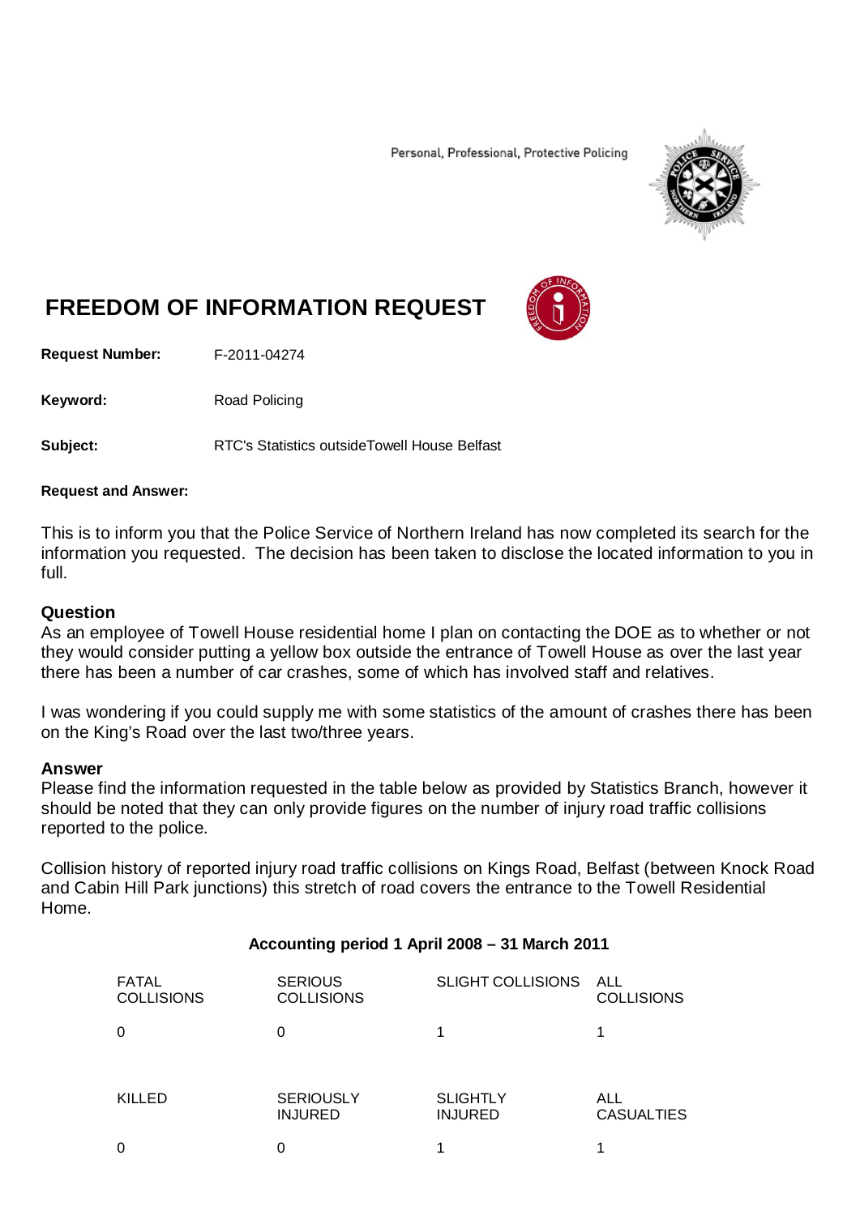Personal, Professional, Protective Policing

# FREEDOM OF INFORMATION REQUEST

**Request Number:** F-2011-04274

**Keyword:** Road Policing

**Subject:** RTC's Statistics outsideTowell House Belfast

**Request and Answer:**

This is to inform you that the Police Service of Northern Ireland has now completed its search for the information you requested. The decision has been taken to disclose the located information to you in full.

### Question

As an employee of Towell House residential home I plan on contacting the DOE as to whether or not they would consider putting a yellow box outside the entrance of Towell House as over the last year there has been a number of car crashes, some of which has involved staff and relatives.

I was wondering if you could supply me with some statistics of the amount of crashes there has been on the King's Road over the last two/three years.

### Answer

Please find the information requested in the table below as provided by Statistics Branch, however it should be noted that they can only provide figures on the number of injury road traffic collisions reported to the police.

Collision history of reported injury road traffic collisions on Kings Road, Belfast (between Knock Road and Cabin Hill Park junctions) this stretch of road covers the entrance to the Towell Residential Home.

**Accounting period 1 April 2008 – 31 March 2011**

| FATAL COLLISIONS | SERIOUS COLLISIONS | SLIGHT COLLISIONS | ALL COLLISIONS |
|---|---|---|---|
| 0 | 0 | 1 | 1 |

| KILLED | SERIOUSLY INJURED | SLIGHTLY INJURED | ALL CASUALTIES |
|---|---|---|---|
| 0 | 0 | 1 | 1 |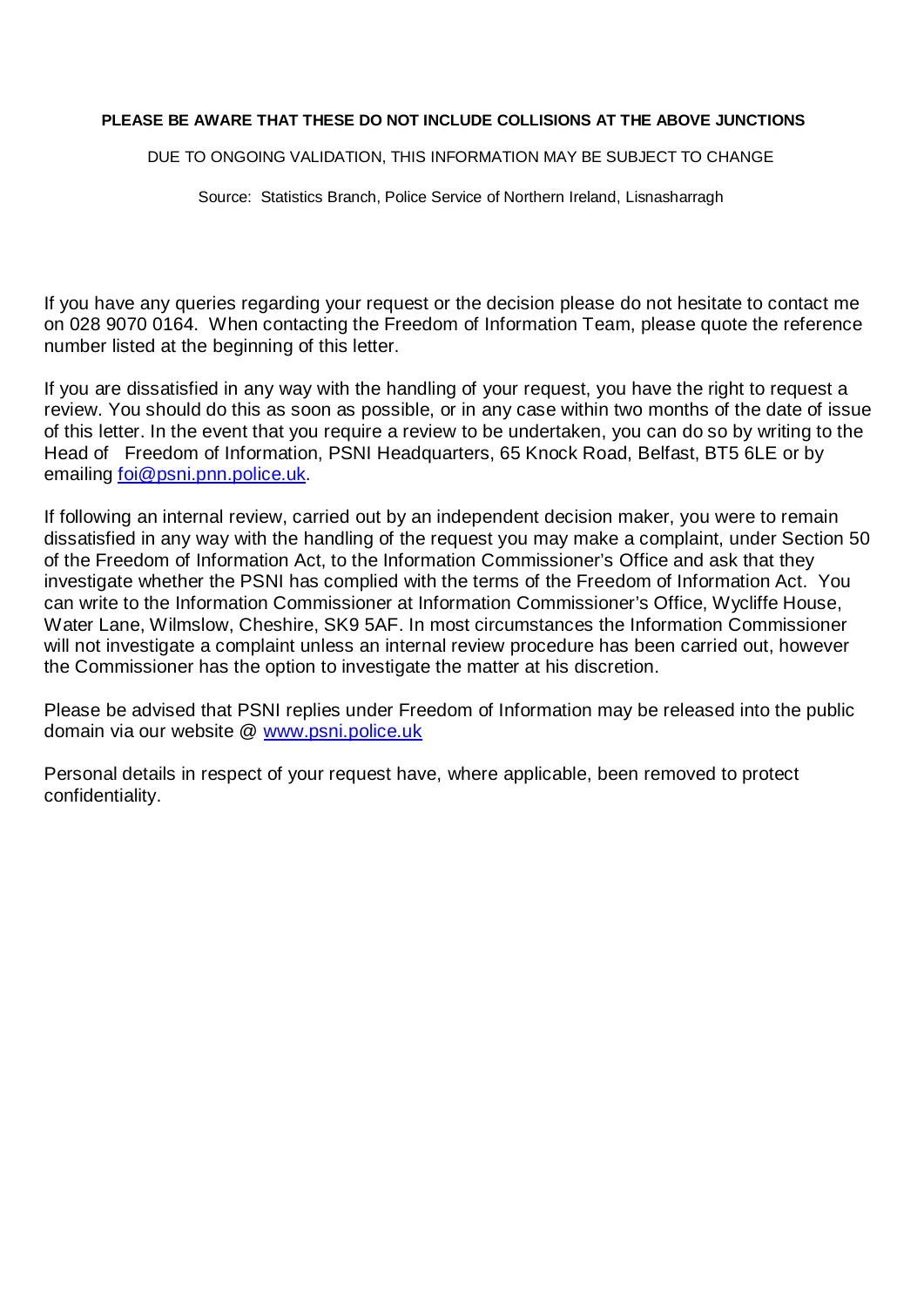**PLEASE BE AWARE THAT THESE DO NOT INCLUDE COLLISIONS AT THE ABOVE JUNCTIONS**

DUE TO ONGOING VALIDATION, THIS INFORMATION MAY BE SUBJECT TO CHANGE

Source: Statistics Branch, Police Service of Northern Ireland, Lisnasharragh

If you have any queries regarding your request or the decision please do not hesitate to contact me on 028 9070 0164. When contacting the Freedom of Information Team, please quote the reference number listed at the beginning of this letter.

If you are dissatisfied in any way with the handling of your request, you have the right to request a review. You should do this as soon as possible, or in any case within two months of the date of issue of this letter. In the event that you require a review to be undertaken, you can do so by writing to the Head of Freedom of Information, PSNI Headquarters, 65 Knock Road, Belfast, BT5 6LE or by emailing [foi@psni.pnn.police.uk](mailto:foi@psni.pnn.police.uk).

If following an internal review, carried out by an independent decision maker, you were to remain dissatisfied in any way with the handling of the request you may make a complaint, under Section 50 of the Freedom of Information Act, to the Information Commissioner's Office and ask that they investigate whether the PSNI has complied with the terms of the Freedom of Information Act. You can write to the Information Commissioner at Information Commissioner's Office, Wycliffe House, Water Lane, Wilmslow, Cheshire, SK9 5AF. In most circumstances the Information Commissioner will not investigate a complaint unless an internal review procedure has been carried out, however the Commissioner has the option to investigate the matter at his discretion.

Please be advised that PSNI replies under Freedom of Information may be released into the public domain via our website @ [www.psni.police.uk](http://www.psni.police.uk)

Personal details in respect of your request have, where applicable, been removed to protect confidentiality.